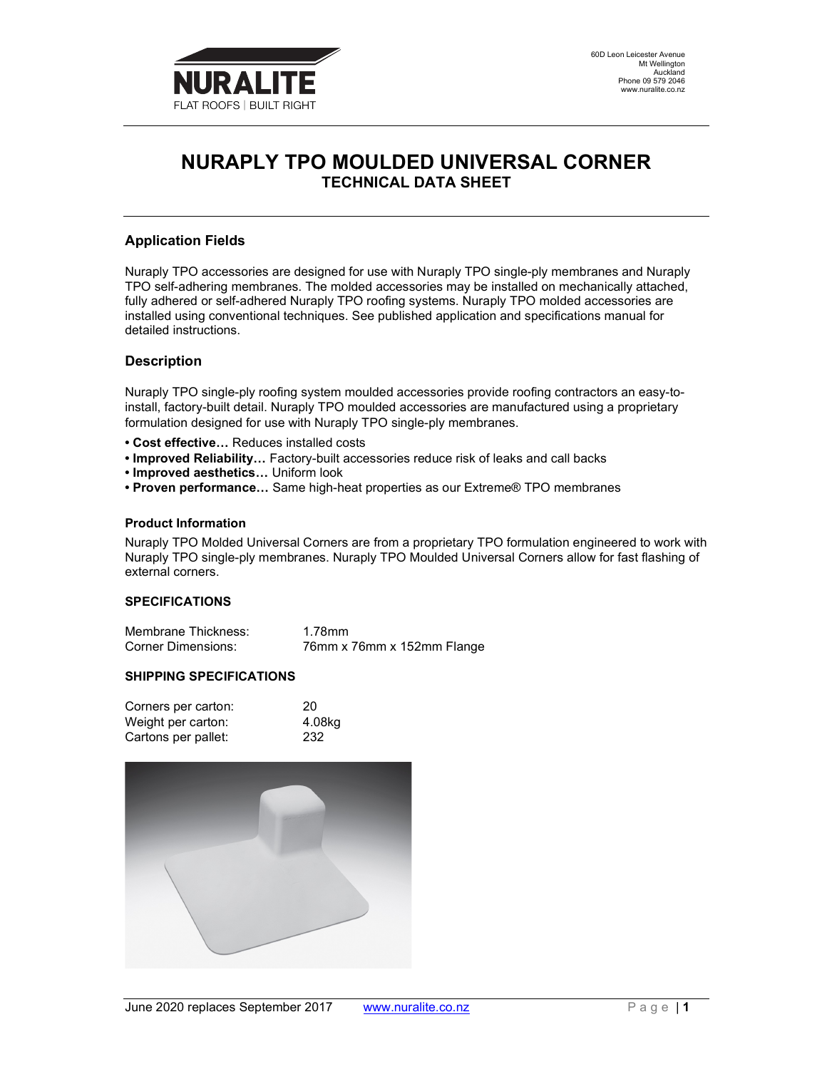NURALITE
FLAT ROOFS | BUILT RIGHT

60D Leon Leicester Avenue
Mt Wellington
Auckland
Phone 09 579 2046
www.nuralite.co.nz

# NURAPLY TPO MOULDED UNIVERSAL CORNER
## TECHNICAL DATA SHEET

### Application Fields

Nuraply TPO accessories are designed for use with Nuraply TPO single-ply membranes and Nuraply TPO self-adhering membranes. The molded accessories may be installed on mechanically attached, fully adhered or self-adhered Nuraply TPO roofing systems. Nuraply TPO molded accessories are installed using conventional techniques. See published application and specifications manual for detailed instructions.

### Description

Nuraply TPO single-ply roofing system moulded accessories provide roofing contractors an easy-to-install, factory-built detail. Nuraply TPO moulded accessories are manufactured using a proprietary formulation designed for use with Nuraply TPO single-ply membranes.

- **Cost effective…** Reduces installed costs
- **Improved Reliability…** Factory-built accessories reduce risk of leaks and call backs
- **Improved aesthetics…** Uniform look
- **Proven performance…** Same high-heat properties as our Extreme® TPO membranes

#### Product Information

Nuraply TPO Molded Universal Corners are from a proprietary TPO formulation engineered to work with Nuraply TPO single-ply membranes. Nuraply TPO Moulded Universal Corners allow for fast flashing of external corners.

#### SPECIFICATIONS

| | |
|---|---|
| Membrane Thickness: | 1.78mm |
| Corner Dimensions: | 76mm x 76mm x 152mm Flange |

#### SHIPPING SPECIFICATIONS

| | |
|---|---|
| Corners per carton: | 20 |
| Weight per carton: | 4.08kg |
| Cartons per pallet: | 232 |

June 2020 replaces September 2017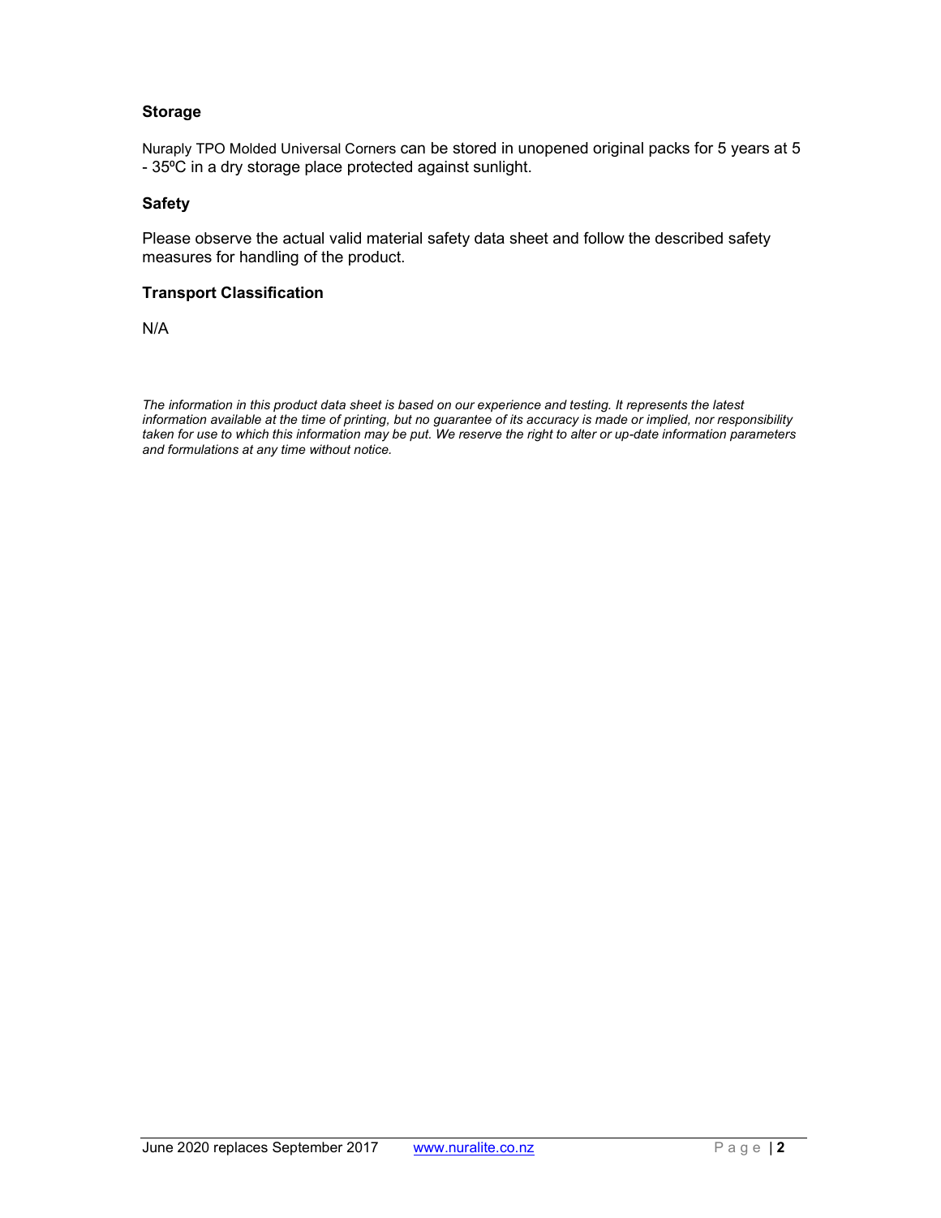### Storage

Nuraply TPO Molded Universal Corners can be stored in unopened original packs for 5 years at 5 - 35ºC in a dry storage place protected against sunlight.

### Safety

Please observe the actual valid material safety data sheet and follow the described safety measures for handling of the product.

### Transport Classification

N/A

*The information in this product data sheet is based on our experience and testing. It represents the latest information available at the time of printing, but no guarantee of its accuracy is made or implied, nor responsibility taken for use to which this information may be put. We reserve the right to alter or up-date information parameters and formulations at any time without notice.*